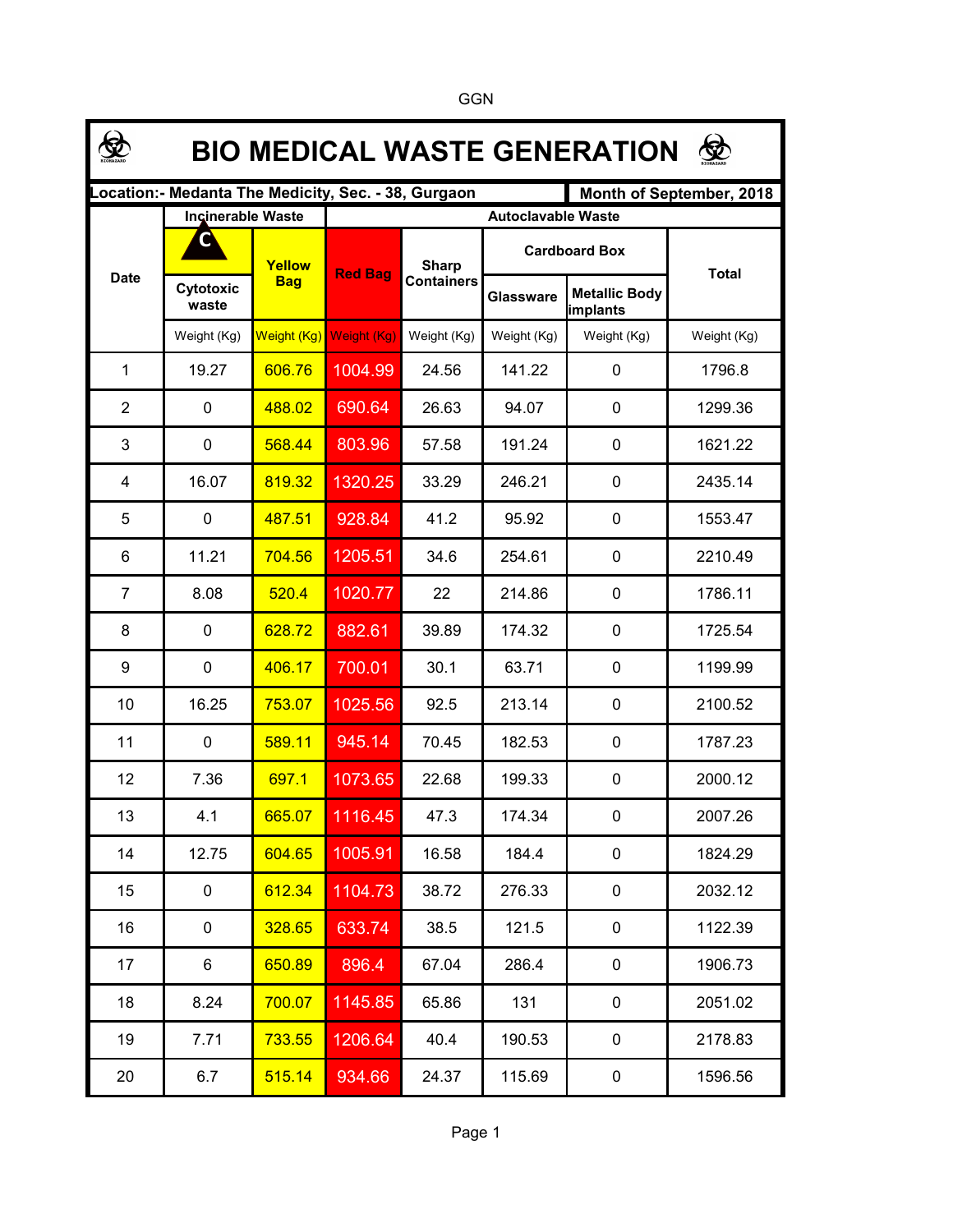GGN

# BIO MEDICAL WASTE GENERATION

**Location:- Medanta The Medicity, Sec. - 38, Gurgaon** | **Month of September, 2018**

| Date | Incinerable Waste | | Autoclavable Waste | | | | |
|---|---|---|---|---|---|---|---|
| | C Cytotoxic waste | Yellow Bag | Red Bag | Sharp Containers | Cardboard Box | | Total |
| | | | | | Glassware | Metallic Body implants | |
| | Weight (Kg) | Weight (Kg) | Weight (Kg) | Weight (Kg) | Weight (Kg) | Weight (Kg) | Weight (Kg) |
| 1 | 19.27 | 606.76 | 1004.99 | 24.56 | 141.22 | 0 | 1796.8 |
| 2 | 0 | 488.02 | 690.64 | 26.63 | 94.07 | 0 | 1299.36 |
| 3 | 0 | 568.44 | 803.96 | 57.58 | 191.24 | 0 | 1621.22 |
| 4 | 16.07 | 819.32 | 1320.25 | 33.29 | 246.21 | 0 | 2435.14 |
| 5 | 0 | 487.51 | 928.84 | 41.2 | 95.92 | 0 | 1553.47 |
| 6 | 11.21 | 704.56 | 1205.51 | 34.6 | 254.61 | 0 | 2210.49 |
| 7 | 8.08 | 520.4 | 1020.77 | 22 | 214.86 | 0 | 1786.11 |
| 8 | 0 | 628.72 | 882.61 | 39.89 | 174.32 | 0 | 1725.54 |
| 9 | 0 | 406.17 | 700.01 | 30.1 | 63.71 | 0 | 1199.99 |
| 10 | 16.25 | 753.07 | 1025.56 | 92.5 | 213.14 | 0 | 2100.52 |
| 11 | 0 | 589.11 | 945.14 | 70.45 | 182.53 | 0 | 1787.23 |
| 12 | 7.36 | 697.1 | 1073.65 | 22.68 | 199.33 | 0 | 2000.12 |
| 13 | 4.1 | 665.07 | 1116.45 | 47.3 | 174.34 | 0 | 2007.26 |
| 14 | 12.75 | 604.65 | 1005.91 | 16.58 | 184.4 | 0 | 1824.29 |
| 15 | 0 | 612.34 | 1104.73 | 38.72 | 276.33 | 0 | 2032.12 |
| 16 | 0 | 328.65 | 633.74 | 38.5 | 121.5 | 0 | 1122.39 |
| 17 | 6 | 650.89 | 896.4 | 67.04 | 286.4 | 0 | 1906.73 |
| 18 | 8.24 | 700.07 | 1145.85 | 65.86 | 131 | 0 | 2051.02 |
| 19 | 7.71 | 733.55 | 1206.64 | 40.4 | 190.53 | 0 | 2178.83 |
| 20 | 6.7 | 515.14 | 934.66 | 24.37 | 115.69 | 0 | 1596.56 |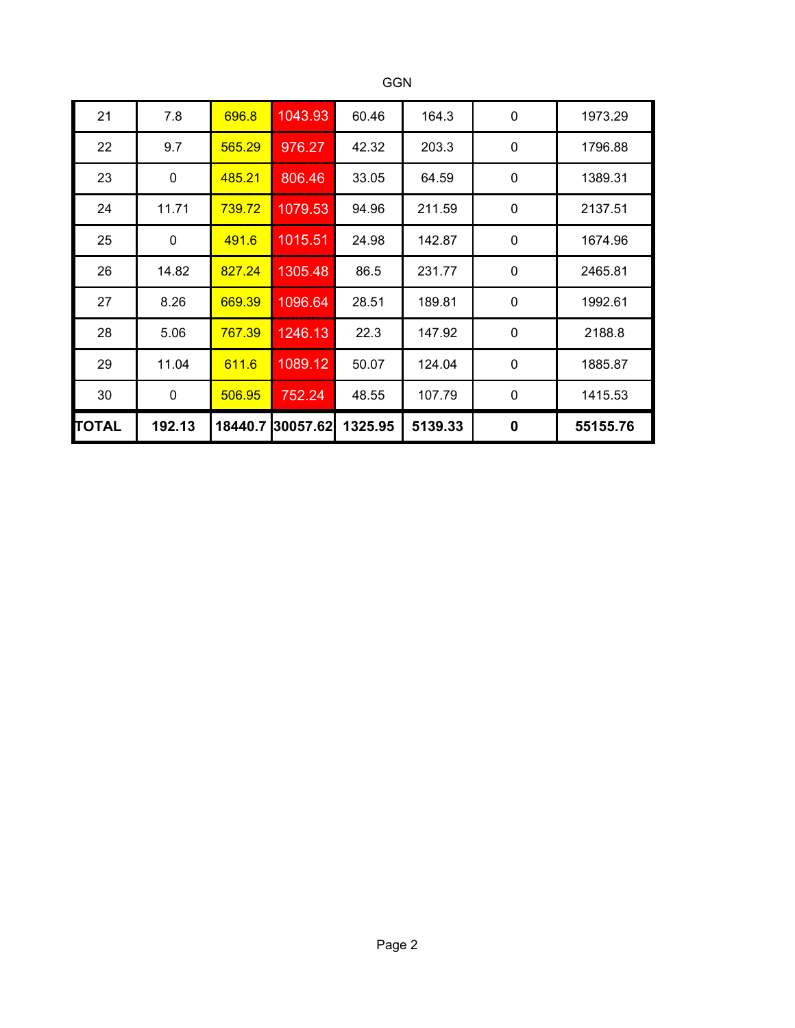GGN

| | | | | | | | |
|---|---|---|---|---|---|---|---|
| 21 | 7.8 | 696.8 | 1043.93 | 60.46 | 164.3 | 0 | 1973.29 |
| 22 | 9.7 | 565.29 | 976.27 | 42.32 | 203.3 | 0 | 1796.88 |
| 23 | 0 | 485.21 | 806.46 | 33.05 | 64.59 | 0 | 1389.31 |
| 24 | 11.71 | 739.72 | 1079.53 | 94.96 | 211.59 | 0 | 2137.51 |
| 25 | 0 | 491.6 | 1015.51 | 24.98 | 142.87 | 0 | 1674.96 |
| 26 | 14.82 | 827.24 | 1305.48 | 86.5 | 231.77 | 0 | 2465.81 |
| 27 | 8.26 | 669.39 | 1096.64 | 28.51 | 189.81 | 0 | 1992.61 |
| 28 | 5.06 | 767.39 | 1246.13 | 22.3 | 147.92 | 0 | 2188.8 |
| 29 | 11.04 | 611.6 | 1089.12 | 50.07 | 124.04 | 0 | 1885.87 |
| 30 | 0 | 506.95 | 752.24 | 48.55 | 107.79 | 0 | 1415.53 |
| **TOTAL** | **192.13** | **18440.7** | **30057.62** | **1325.95** | **5139.33** | **0** | **55155.76** |